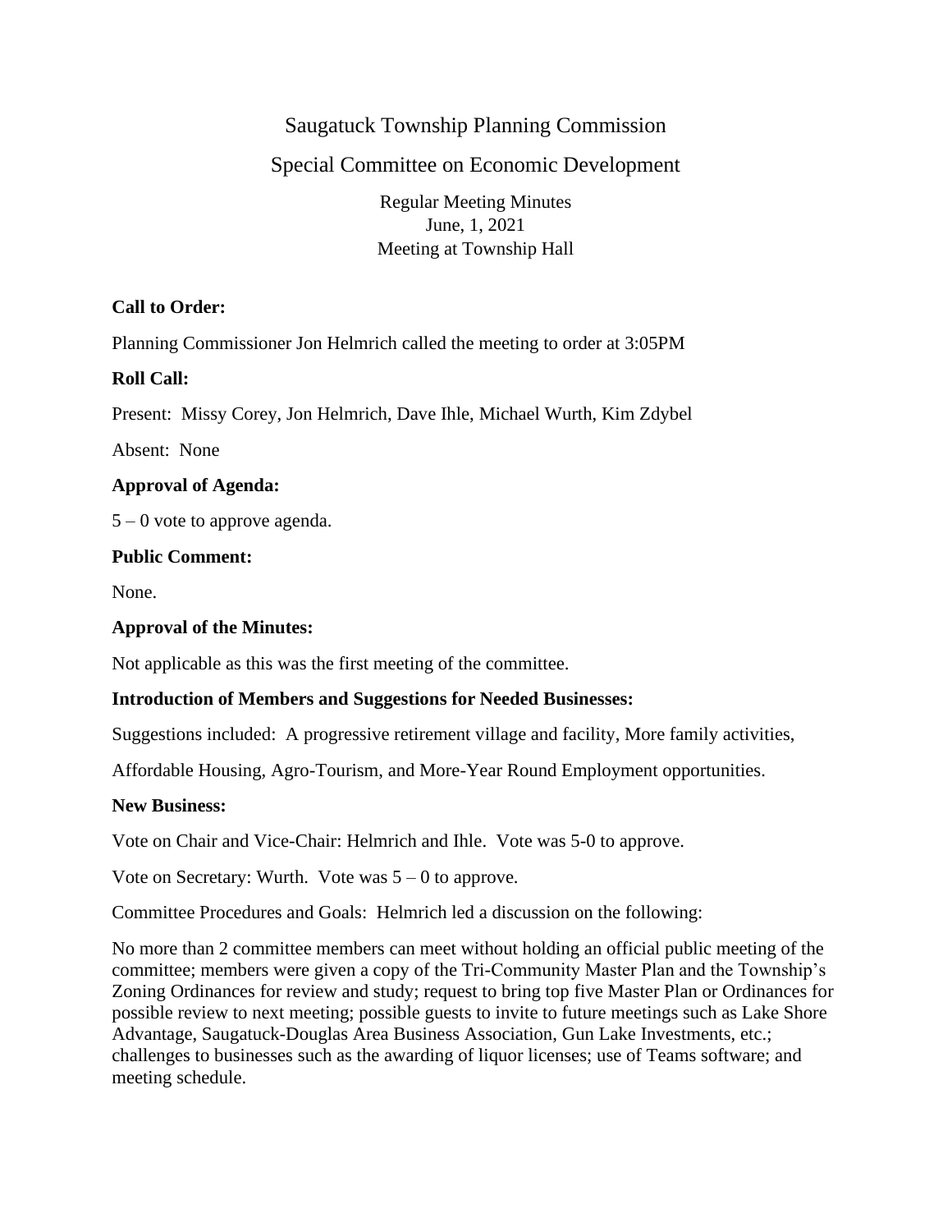# Saugatuck Township Planning Commission

## Special Committee on Economic Development

Regular Meeting Minutes
June, 1, 2021
Meeting at Township Hall

**Call to Order:**

Planning Commissioner Jon Helmrich called the meeting to order at 3:05PM

**Roll Call:**

Present: Missy Corey, Jon Helmrich, Dave Ihle, Michael Wurth, Kim Zdybel

Absent: None

**Approval of Agenda:**

5 – 0 vote to approve agenda.

**Public Comment:**

None.

**Approval of the Minutes:**

Not applicable as this was the first meeting of the committee.

**Introduction of Members and Suggestions for Needed Businesses:**

Suggestions included: A progressive retirement village and facility, More family activities,

Affordable Housing, Agro-Tourism, and More-Year Round Employment opportunities.

**New Business:**

Vote on Chair and Vice-Chair: Helmrich and Ihle. Vote was 5-0 to approve.

Vote on Secretary: Wurth. Vote was 5 – 0 to approve.

Committee Procedures and Goals: Helmrich led a discussion on the following:

No more than 2 committee members can meet without holding an official public meeting of the committee; members were given a copy of the Tri-Community Master Plan and the Township's Zoning Ordinances for review and study; request to bring top five Master Plan or Ordinances for possible review to next meeting; possible guests to invite to future meetings such as Lake Shore Advantage, Saugatuck-Douglas Area Business Association, Gun Lake Investments, etc.; challenges to businesses such as the awarding of liquor licenses; use of Teams software; and meeting schedule.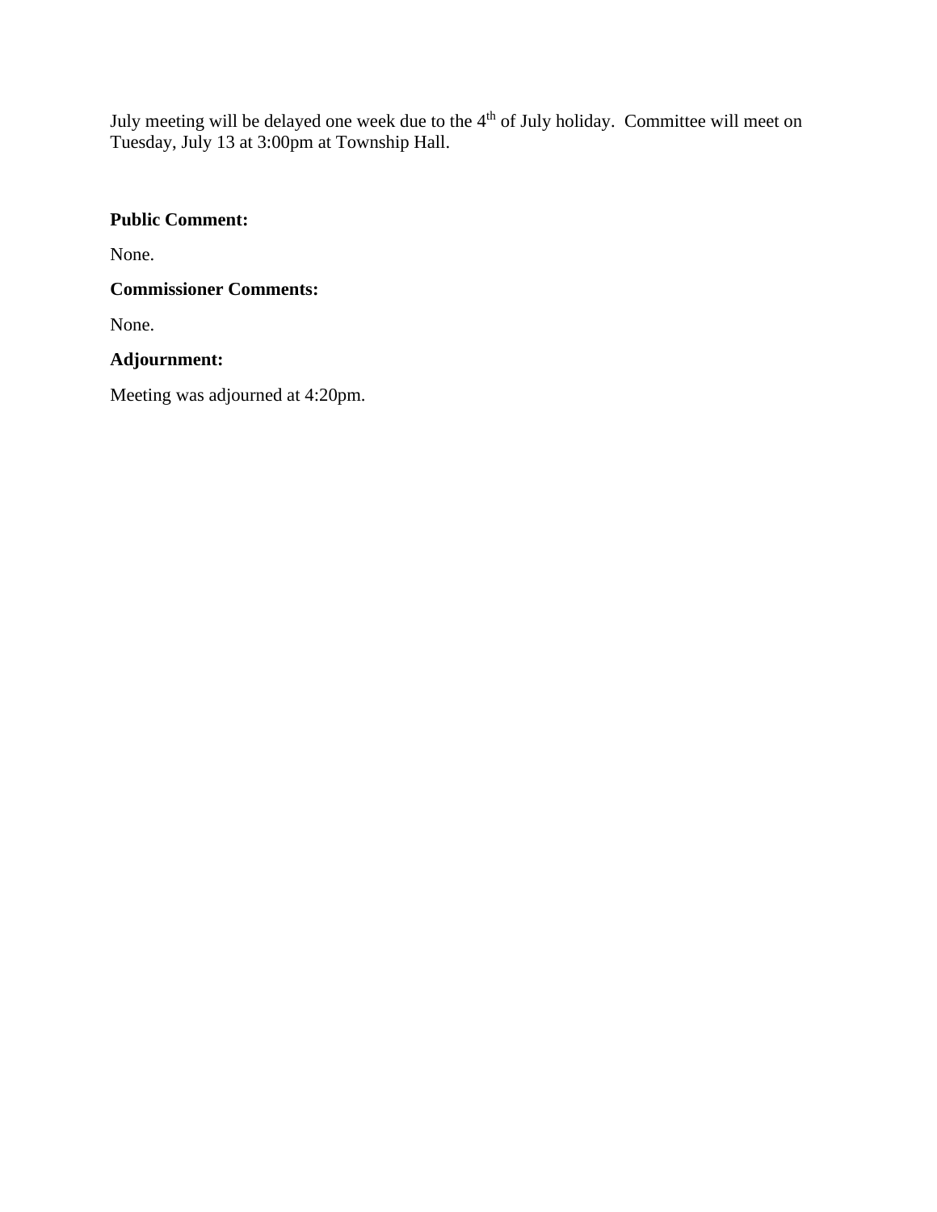July meeting will be delayed one week due to the 4th of July holiday.  Committee will meet on Tuesday, July 13 at 3:00pm at Township Hall.

**Public Comment:**

None.

**Commissioner Comments:**

None.

**Adjournment:**

Meeting was adjourned at 4:20pm.